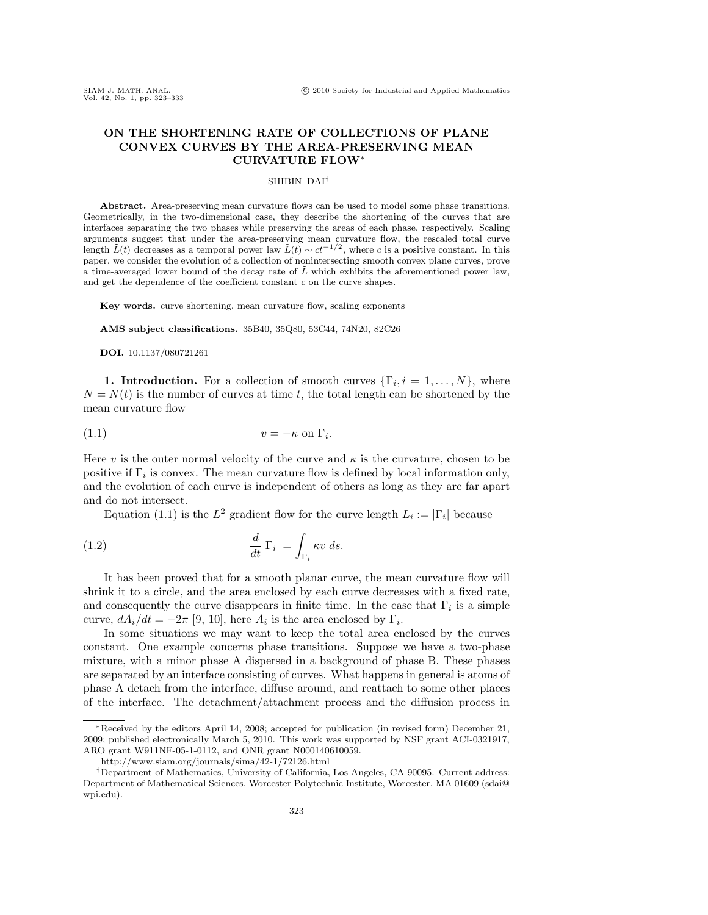# ON THE SHORTENING RATE OF COLLECTIONS OF PLANE CONVEX CURVES BY THE AREA-PRESERVING MEAN CURVATURE FLOW*

SHIBIN DAI†

**Abstract.** Area-preserving mean curvature flows can be used to model some phase transitions. Geometrically, in the two-dimensional case, they describe the shortening of the curves that are interfaces separating the two phases while preserving the areas of each phase, respectively. Scaling arguments suggest that under the area-preserving mean curvature flow, the rescaled total curve length $\tilde{L}(t)$ decreases as a temporal power law $\tilde{L}(t) \sim ct^{-1/2}$, where $c$ is a positive constant. In this paper, we consider the evolution of a collection of nonintersecting smooth convex plane curves, prove a time-averaged lower bound of the decay rate of $\tilde{L}$ which exhibits the aforementioned power law, and get the dependence of the coefficient constant $c$ on the curve shapes.

**Key words.** curve shortening, mean curvature flow, scaling exponents

**AMS subject classifications.** 35B40, 35Q80, 53C44, 74N20, 82C26

**DOI.** 10.1137/080721261

**1. Introduction.** For a collection of smooth curves $\{\Gamma_i, i = 1, \ldots, N\}$, where $N = N(t)$ is the number of curves at time $t$, the total length can be shortened by the mean curvature flow

$$v = -\kappa \text{ on } \Gamma_i. \tag{1.1}$$

Here $v$ is the outer normal velocity of the curve and $\kappa$ is the curvature, chosen to be positive if $\Gamma_i$ is convex. The mean curvature flow is defined by local information only, and the evolution of each curve is independent of others as long as they are far apart and do not intersect.

Equation (1.1) is the $L^2$ gradient flow for the curve length $L_i := |\Gamma_i|$ because

$$\frac{d}{dt}|\Gamma_i| = \int_{\Gamma_i} \kappa v \, ds. \tag{1.2}$$

It has been proved that for a smooth planar curve, the mean curvature flow will shrink it to a circle, and the area enclosed by each curve decreases with a fixed rate, and consequently the curve disappears in finite time. In the case that $\Gamma_i$ is a simple curve, $dA_i/dt = -2\pi$ [9, 10], here $A_i$ is the area enclosed by $\Gamma_i$.

In some situations we may want to keep the total area enclosed by the curves constant. One example concerns phase transitions. Suppose we have a two-phase mixture, with a minor phase A dispersed in a background of phase B. These phases are separated by an interface consisting of curves. What happens in general is atoms of phase A detach from the interface, diffuse around, and reattach to some other places of the interface. The detachment/attachment process and the diffusion process in

*Received by the editors April 14, 2008; accepted for publication (in revised form) December 21, 2009; published electronically March 5, 2010. This work was supported by NSF grant ACI-0321917, ARO grant W911NF-05-1-0112, and ONR grant N000140610059.

http://www.siam.org/journals/sima/42-1/72126.html

†Department of Mathematics, University of California, Los Angeles, CA 90095. Current address: Department of Mathematical Sciences, Worcester Polytechnic Institute, Worcester, MA 01609 (sdai@wpi.edu).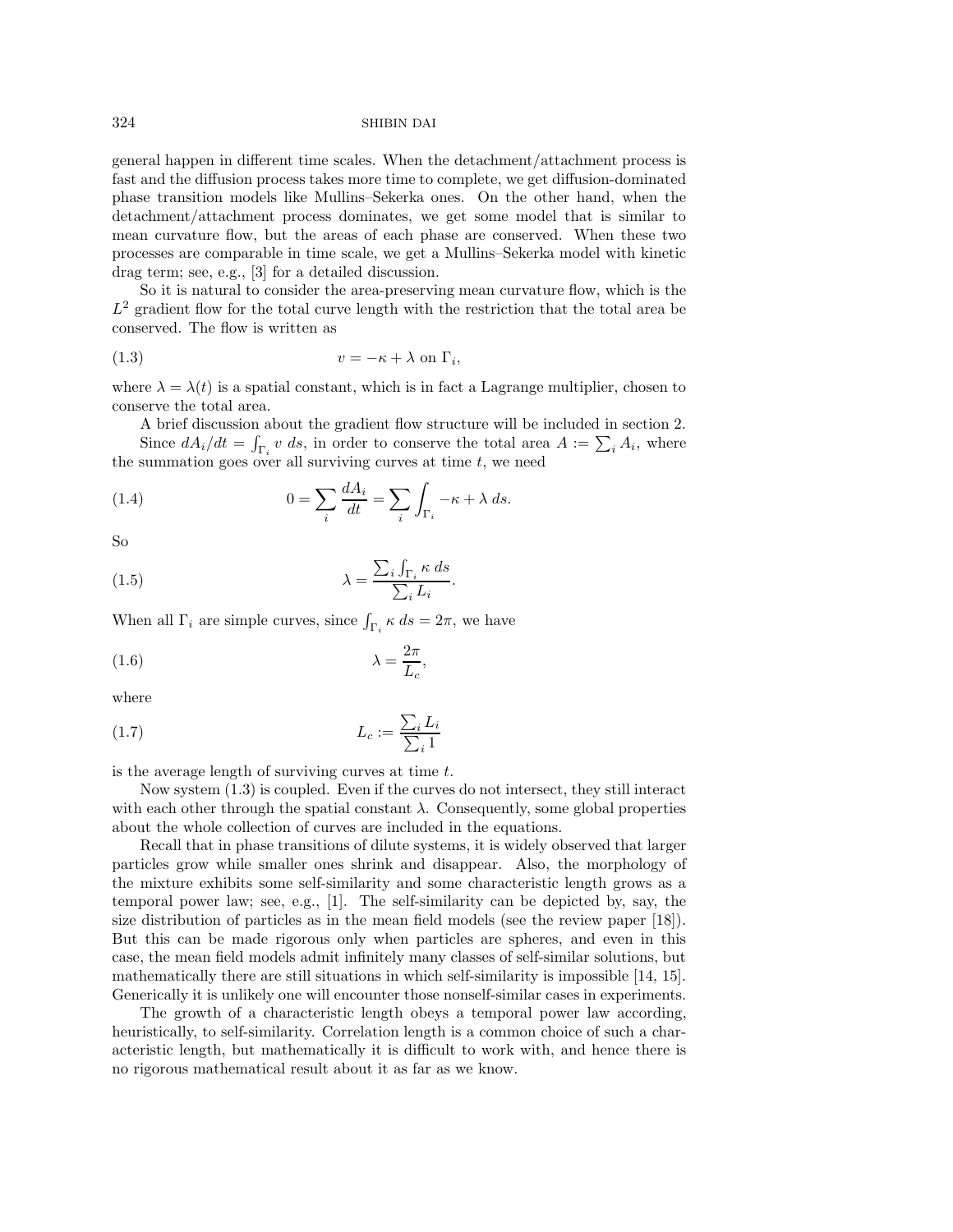general happen in different time scales. When the detachment/attachment process is fast and the diffusion process takes more time to complete, we get diffusion-dominated phase transition models like Mullins–Sekerka ones. On the other hand, when the detachment/attachment process dominates, we get some model that is similar to mean curvature flow, but the areas of each phase are conserved. When these two processes are comparable in time scale, we get a Mullins–Sekerka model with kinetic drag term; see, e.g., [3] for a detailed discussion.

So it is natural to consider the area-preserving mean curvature flow, which is the $L^2$ gradient flow for the total curve length with the restriction that the total area be conserved. The flow is written as

$$v = -\kappa + \lambda \text{ on } \Gamma_i, \tag{1.3}$$

where $\lambda = \lambda(t)$ is a spatial constant, which is in fact a Lagrange multiplier, chosen to conserve the total area.

A brief discussion about the gradient flow structure will be included in section 2.

Since $dA_i/dt = \int_{\Gamma_i} v \, ds$, in order to conserve the total area $A := \sum_i A_i$, where the summation goes over all surviving curves at time $t$, we need

$$0 = \sum_i \frac{dA_i}{dt} = \sum_i \int_{\Gamma_i} -\kappa + \lambda \, ds. \tag{1.4}$$

So

$$\lambda = \frac{\sum_i \int_{\Gamma_i} \kappa \, ds}{\sum_i L_i}. \tag{1.5}$$

When all $\Gamma_i$ are simple curves, since $\int_{\Gamma_i} \kappa \, ds = 2\pi$, we have

$$\lambda = \frac{2\pi}{L_c}, \tag{1.6}$$

where

$$L_c := \frac{\sum_i L_i}{\sum_i 1} \tag{1.7}$$

is the average length of surviving curves at time $t$.

Now system (1.3) is coupled. Even if the curves do not intersect, they still interact with each other through the spatial constant $\lambda$. Consequently, some global properties about the whole collection of curves are included in the equations.

Recall that in phase transitions of dilute systems, it is widely observed that larger particles grow while smaller ones shrink and disappear. Also, the morphology of the mixture exhibits some self-similarity and some characteristic length grows as a temporal power law; see, e.g., [1]. The self-similarity can be depicted by, say, the size distribution of particles as in the mean field models (see the review paper [18]). But this can be made rigorous only when particles are spheres, and even in this case, the mean field models admit infinitely many classes of self-similar solutions, but mathematically there are still situations in which self-similarity is impossible [14, 15]. Generically it is unlikely one will encounter those nonself-similar cases in experiments.

The growth of a characteristic length obeys a temporal power law according, heuristically, to self-similarity. Correlation length is a common choice of such a characteristic length, but mathematically it is difficult to work with, and hence there is no rigorous mathematical result about it as far as we know.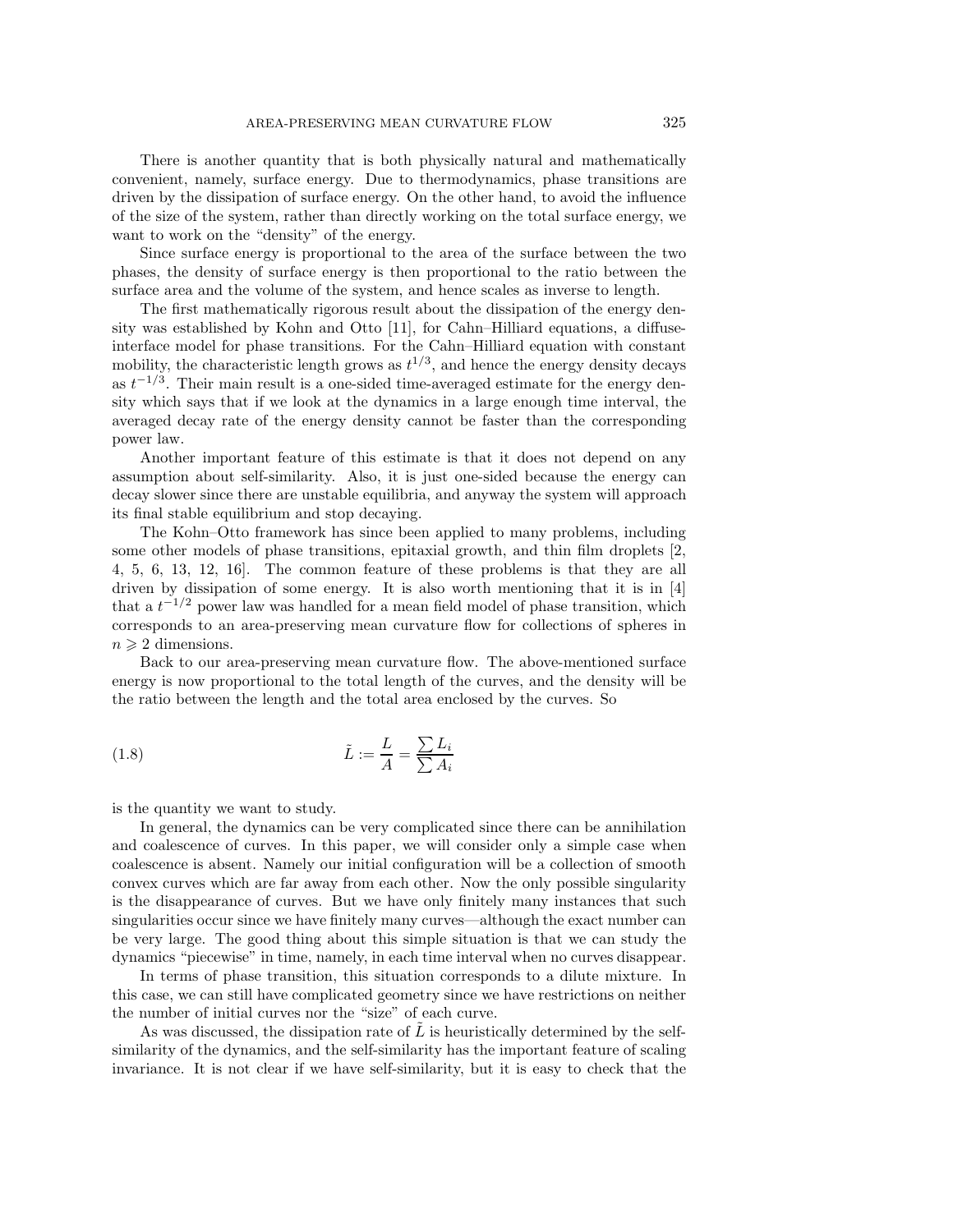There is another quantity that is both physically natural and mathematically convenient, namely, surface energy. Due to thermodynamics, phase transitions are driven by the dissipation of surface energy. On the other hand, to avoid the influence of the size of the system, rather than directly working on the total surface energy, we want to work on the "density" of the energy.

Since surface energy is proportional to the area of the surface between the two phases, the density of surface energy is then proportional to the ratio between the surface area and the volume of the system, and hence scales as inverse to length.

The first mathematically rigorous result about the dissipation of the energy density was established by Kohn and Otto [11], for Cahn–Hilliard equations, a diffuse-interface model for phase transitions. For the Cahn–Hilliard equation with constant mobility, the characteristic length grows as $t^{1/3}$, and hence the energy density decays as $t^{-1/3}$. Their main result is a one-sided time-averaged estimate for the energy density which says that if we look at the dynamics in a large enough time interval, the averaged decay rate of the energy density cannot be faster than the corresponding power law.

Another important feature of this estimate is that it does not depend on any assumption about self-similarity. Also, it is just one-sided because the energy can decay slower since there are unstable equilibria, and anyway the system will approach its final stable equilibrium and stop decaying.

The Kohn–Otto framework has since been applied to many problems, including some other models of phase transitions, epitaxial growth, and thin film droplets [2, 4, 5, 6, 13, 12, 16]. The common feature of these problems is that they are all driven by dissipation of some energy. It is also worth mentioning that it is in [4] that a $t^{-1/2}$ power law was handled for a mean field model of phase transition, which corresponds to an area-preserving mean curvature flow for collections of spheres in $n \geqslant 2$ dimensions.

Back to our area-preserving mean curvature flow. The above-mentioned surface energy is now proportional to the total length of the curves, and the density will be the ratio between the length and the total area enclosed by the curves. So

$$\tilde{L} := \frac{L}{A} = \frac{\sum L_i}{\sum A_i} \tag{1.8}$$

is the quantity we want to study.

In general, the dynamics can be very complicated since there can be annihilation and coalescence of curves. In this paper, we will consider only a simple case when coalescence is absent. Namely our initial configuration will be a collection of smooth convex curves which are far away from each other. Now the only possible singularity is the disappearance of curves. But we have only finitely many instances that such singularities occur since we have finitely many curves—although the exact number can be very large. The good thing about this simple situation is that we can study the dynamics "piecewise" in time, namely, in each time interval when no curves disappear.

In terms of phase transition, this situation corresponds to a dilute mixture. In this case, we can still have complicated geometry since we have restrictions on neither the number of initial curves nor the "size" of each curve.

As was discussed, the dissipation rate of $\tilde{L}$ is heuristically determined by the self-similarity of the dynamics, and the self-similarity has the important feature of scaling invariance. It is not clear if we have self-similarity, but it is easy to check that the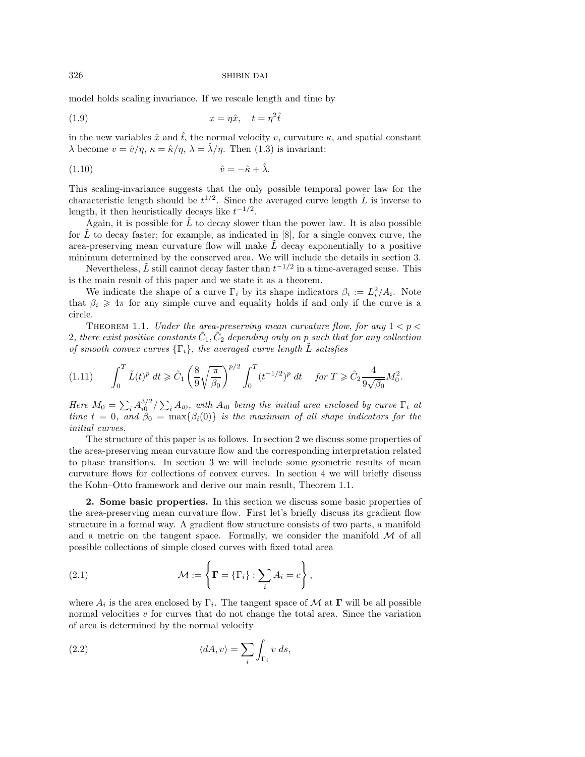model holds scaling invariance. If we rescale length and time by

$$x = \eta \hat{x}, \quad t = \eta^2 \hat{t} \tag{1.9}$$

in the new variables $\hat{x}$ and $\hat{t}$, the normal velocity $v$, curvature $\kappa$, and spatial constant $\lambda$ become $v = \hat{v}/\eta$, $\kappa = \hat{\kappa}/\eta$, $\lambda = \hat{\lambda}/\eta$. Then (1.3) is invariant:

$$\hat{v} = -\hat{\kappa} + \hat{\lambda}. \tag{1.10}$$

This scaling-invariance suggests that the only possible temporal power law for the characteristic length should be $t^{1/2}$. Since the averaged curve length $\tilde{L}$ is inverse to length, it then heuristically decays like $t^{-1/2}$.

Again, it is possible for $\tilde{L}$ to decay slower than the power law. It is also possible for $\tilde{L}$ to decay faster; for example, as indicated in [8], for a single convex curve, the area-preserving mean curvature flow will make $\tilde{L}$ decay exponentially to a positive minimum determined by the conserved area. We will include the details in section 3.

Nevertheless, $\tilde{L}$ still cannot decay faster than $t^{-1/2}$ in a time-averaged sense. This is the main result of this paper and we state it as a theorem.

We indicate the shape of a curve $\Gamma_i$ by its shape indicators $\beta_i := L_i^2/A_i$. Note that $\beta_i \geqslant 4\pi$ for any simple curve and equality holds if and only if the curve is a circle.

Theorem 1.1. *Under the area-preserving mean curvature flow, for any $1 < p < 2$, there exist positive constants $\tilde{C}_1, \tilde{C}_2$ depending only on $p$ such that for any collection of smooth convex curves $\{\Gamma_i\}$, the averaged curve length $\tilde{L}$ satisfies*

$$\int_0^T \tilde{L}(t)^p \, dt \geqslant \tilde{C}_1 \left( \frac{8}{9}\sqrt{\frac{\pi}{\beta_0}} \right)^{p/2} \int_0^T (t^{-1/2})^p \, dt \quad \text{ for } T \geqslant \tilde{C}_2 \frac{4}{9\sqrt{\beta_0}} M_0^2. \tag{1.11}$$

*Here $M_0 = \sum_i A_{i0}^{3/2} / \sum_i A_{i0}$, with $A_{i0}$ being the initial area enclosed by curve $\Gamma_i$ at time $t = 0$, and $\beta_0 = \max\{\beta_i(0)\}$ is the maximum of all shape indicators for the initial curves.*

The structure of this paper is as follows. In section 2 we discuss some properties of the area-preserving mean curvature flow and the corresponding interpretation related to phase transitions. In section 3 we will include some geometric results of mean curvature flows for collections of convex curves. In section 4 we will briefly discuss the Kohn–Otto framework and derive our main result, Theorem 1.1.

## 2. Some basic properties.

In this section we discuss some basic properties of the area-preserving mean curvature flow. First let's briefly discuss its gradient flow structure in a formal way. A gradient flow structure consists of two parts, a manifold and a metric on the tangent space. Formally, we consider the manifold $\mathcal{M}$ of all possible collections of simple closed curves with fixed total area

$$\mathcal{M} := \left\{ \mathbf{\Gamma} = \{\Gamma_i\} : \sum_i A_i = c \right\}, \tag{2.1}$$

where $A_i$ is the area enclosed by $\Gamma_i$. The tangent space of $\mathcal{M}$ at $\mathbf{\Gamma}$ will be all possible normal velocities $v$ for curves that do not change the total area. Since the variation of area is determined by the normal velocity

$$\langle dA, v \rangle = \sum_i \int_{\Gamma_i} v \, ds, \tag{2.2}$$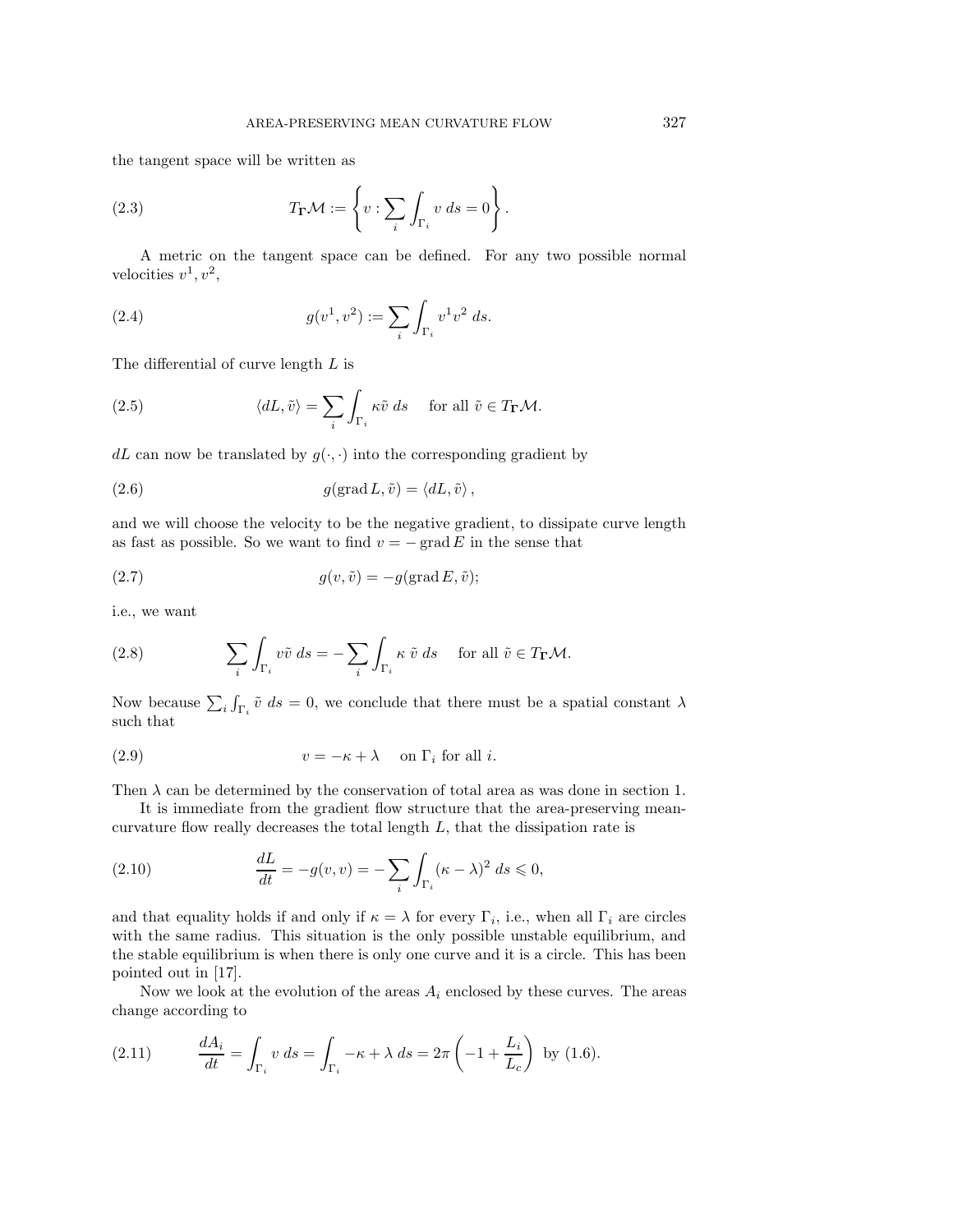the tangent space will be written as

$$T_{\mathbf{\Gamma}}\mathcal{M} := \left\{ v : \sum_i \int_{\Gamma_i} v \; ds = 0 \right\}. \tag{2.3}$$

A metric on the tangent space can be defined. For any two possible normal velocities $v^1, v^2$,

$$g(v^1, v^2) := \sum_i \int_{\Gamma_i} v^1 v^2 \; ds. \tag{2.4}$$

The differential of curve length $L$ is

$$\langle dL, \tilde{v} \rangle = \sum_i \int_{\Gamma_i} \kappa \tilde{v} \; ds \quad \text{ for all } \tilde{v} \in T_{\mathbf{\Gamma}}\mathcal{M}. \tag{2.5}$$

$dL$ can now be translated by $g(\cdot, \cdot)$ into the corresponding gradient by

$$g(\operatorname{grad} L, \tilde{v}) = \langle dL, \tilde{v} \rangle, \tag{2.6}$$

and we will choose the velocity to be the negative gradient, to dissipate curve length as fast as possible. So we want to find $v = -\operatorname{grad} E$ in the sense that

$$g(v, \tilde{v}) = -g(\operatorname{grad} E, \tilde{v}); \tag{2.7}$$

i.e., we want

$$\sum_i \int_{\Gamma_i} v \tilde{v} \; ds = -\sum_i \int_{\Gamma_i} \kappa \; \tilde{v} \; ds \quad \text{ for all } \tilde{v} \in T_{\mathbf{\Gamma}}\mathcal{M}. \tag{2.8}$$

Now because $\sum_i \int_{\Gamma_i} \tilde{v} \; ds = 0$, we conclude that there must be a spatial constant $\lambda$ such that

$$v = -\kappa + \lambda \quad \text{ on } \Gamma_i \text{ for all } i. \tag{2.9}$$

Then $\lambda$ can be determined by the conservation of total area as was done in section 1.

It is immediate from the gradient flow structure that the area-preserving mean-curvature flow really decreases the total length $L$, that the dissipation rate is

$$\frac{dL}{dt} = -g(v, v) = -\sum_i \int_{\Gamma_i} (\kappa - \lambda)^2 \; ds \leqslant 0, \tag{2.10}$$

and that equality holds if and only if $\kappa = \lambda$ for every $\Gamma_i$, i.e., when all $\Gamma_i$ are circles with the same radius. This situation is the only possible unstable equilibrium, and the stable equilibrium is when there is only one curve and it is a circle. This has been pointed out in [17].

Now we look at the evolution of the areas $A_i$ enclosed by these curves. The areas change according to

$$\frac{dA_i}{dt} = \int_{\Gamma_i} v \; ds = \int_{\Gamma_i} -\kappa + \lambda \; ds = 2\pi \left( -1 + \frac{L_i}{L_c} \right) \text{ by (1.6)}. \tag{2.11}$$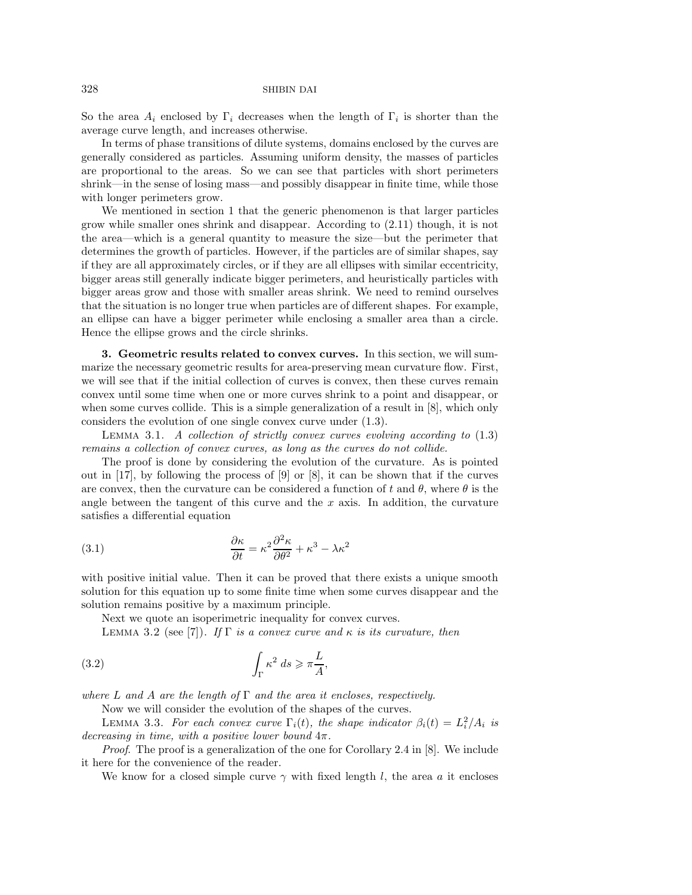So the area $A_i$ enclosed by $\Gamma_i$ decreases when the length of $\Gamma_i$ is shorter than the average curve length, and increases otherwise.

In terms of phase transitions of dilute systems, domains enclosed by the curves are generally considered as particles. Assuming uniform density, the masses of particles are proportional to the areas. So we can see that particles with short perimeters shrink—in the sense of losing mass—and possibly disappear in finite time, while those with longer perimeters grow.

We mentioned in section 1 that the generic phenomenon is that larger particles grow while smaller ones shrink and disappear. According to (2.11) though, it is not the area—which is a general quantity to measure the size—but the perimeter that determines the growth of particles. However, if the particles are of similar shapes, say if they are all approximately circles, or if they are all ellipses with similar eccentricity, bigger areas still generally indicate bigger perimeters, and heuristically particles with bigger areas grow and those with smaller areas shrink. We need to remind ourselves that the situation is no longer true when particles are of different shapes. For example, an ellipse can have a bigger perimeter while enclosing a smaller area than a circle. Hence the ellipse grows and the circle shrinks.

## 3. Geometric results related to convex curves.

In this section, we will summarize the necessary geometric results for area-preserving mean curvature flow. First, we will see that if the initial collection of curves is convex, then these curves remain convex until some time when one or more curves shrink to a point and disappear, or when some curves collide. This is a simple generalization of a result in [8], which only considers the evolution of one single convex curve under (1.3).

LEMMA 3.1. *A collection of strictly convex curves evolving according to* (1.3) *remains a collection of convex curves, as long as the curves do not collide.*

The proof is done by considering the evolution of the curvature. As is pointed out in [17], by following the process of [9] or [8], it can be shown that if the curves are convex, then the curvature can be considered a function of $t$ and $\theta$, where $\theta$ is the angle between the tangent of this curve and the $x$ axis. In addition, the curvature satisfies a differential equation

$$\frac{\partial \kappa}{\partial t} = \kappa^2 \frac{\partial^2 \kappa}{\partial \theta^2} + \kappa^3 - \lambda \kappa^2 \tag{3.1}$$

with positive initial value. Then it can be proved that there exists a unique smooth solution for this equation up to some finite time when some curves disappear and the solution remains positive by a maximum principle.

Next we quote an isoperimetric inequality for convex curves.

LEMMA 3.2 (see [7]). *If $\Gamma$ is a convex curve and $\kappa$ is its curvature, then*

$$\int_\Gamma \kappa^2 \, ds \geqslant \pi \frac{L}{A}, \tag{3.2}$$

*where $L$ and $A$ are the length of $\Gamma$ and the area it encloses, respectively.*

Now we will consider the evolution of the shapes of the curves.

LEMMA 3.3. *For each convex curve $\Gamma_i(t)$, the shape indicator $\beta_i(t) = L_i^2/A_i$ is decreasing in time, with a positive lower bound $4\pi$.*

*Proof*. The proof is a generalization of the one for Corollary 2.4 in [8]. We include it here for the convenience of the reader.

We know for a closed simple curve $\gamma$ with fixed length $l$, the area $a$ it encloses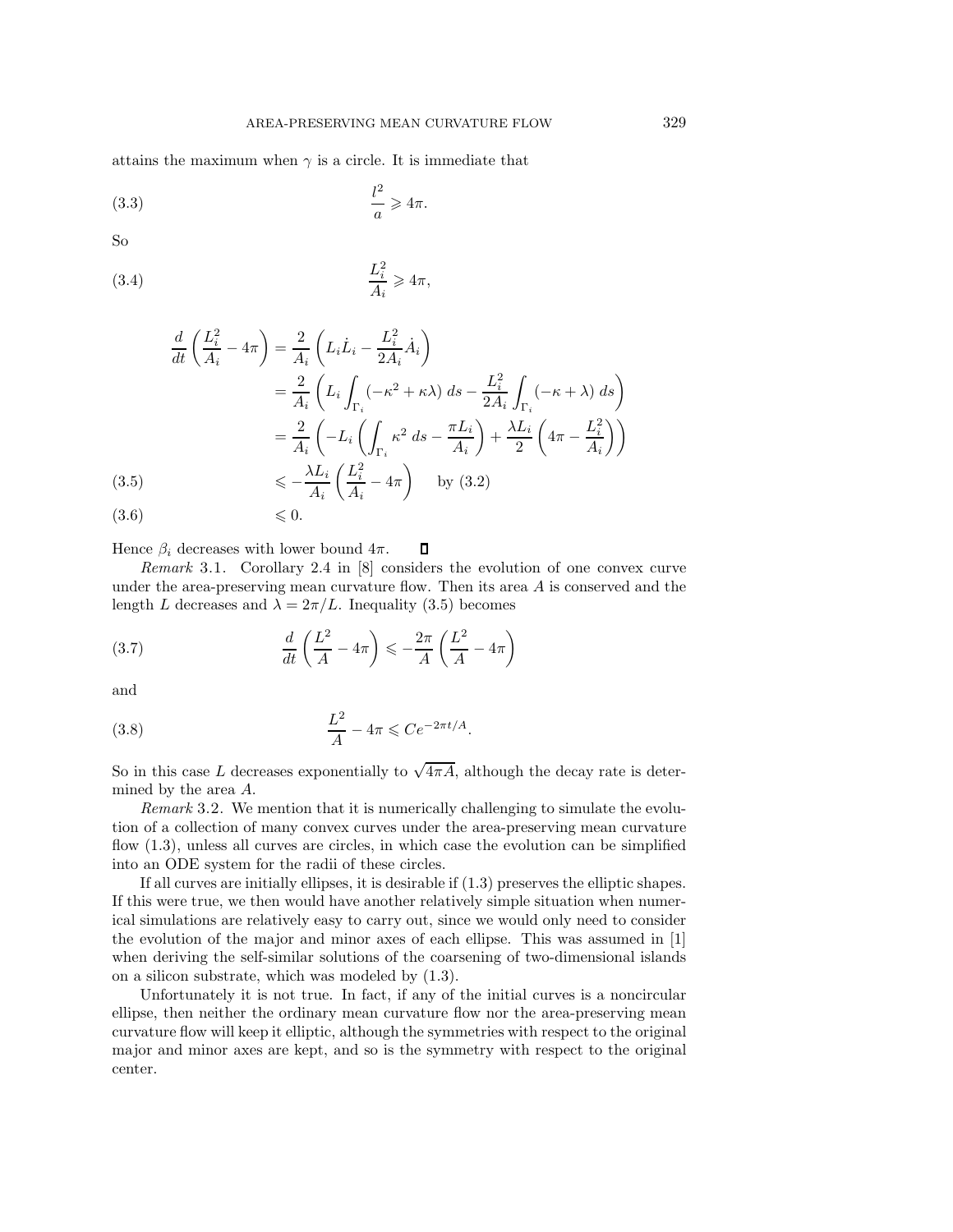attains the maximum when $\gamma$ is a circle. It is immediate that

$$\frac{l^2}{a} \geqslant 4\pi. \tag{3.3}$$

So

$$\frac{L_i^2}{A_i} \geqslant 4\pi, \tag{3.4}$$

$$\begin{aligned}
\frac{d}{dt}\left(\frac{L_i^2}{A_i} - 4\pi\right) &= \frac{2}{A_i}\left(L_i \dot{L}_i - \frac{L_i^2}{2A_i}\dot{A}_i\right) \\
&= \frac{2}{A_i}\left(L_i \int_{\Gamma_i} (-\kappa^2 + \kappa\lambda)\, ds - \frac{L_i^2}{2A_i}\int_{\Gamma_i} (-\kappa + \lambda)\, ds\right) \\
&= \frac{2}{A_i}\left(-L_i\left(\int_{\Gamma_i} \kappa^2\, ds - \frac{\pi L_i}{A_i}\right) + \frac{\lambda L_i}{2}\left(4\pi - \frac{L_i^2}{A_i}\right)\right) \\
&\leqslant -\frac{\lambda L_i}{A_i}\left(\frac{L_i^2}{A_i} - 4\pi\right) \quad \text{by (3.2)} \qquad (3.5) \\
&\leqslant 0. \qquad (3.6)
\end{aligned}$$

Hence $\beta_i$ decreases with lower bound $4\pi$. ∎

*Remark* 3.1. Corollary 2.4 in [8] considers the evolution of one convex curve under the area-preserving mean curvature flow. Then its area $A$ is conserved and the length $L$ decreases and $\lambda = 2\pi/L$. Inequality (3.5) becomes

$$\frac{d}{dt}\left(\frac{L^2}{A} - 4\pi\right) \leqslant -\frac{2\pi}{A}\left(\frac{L^2}{A} - 4\pi\right) \tag{3.7}$$

and

$$\frac{L^2}{A} - 4\pi \leqslant Ce^{-2\pi t/A}. \tag{3.8}$$

So in this case $L$ decreases exponentially to $\sqrt{4\pi A}$, although the decay rate is determined by the area $A$.

*Remark* 3.2. We mention that it is numerically challenging to simulate the evolution of a collection of many convex curves under the area-preserving mean curvature flow (1.3), unless all curves are circles, in which case the evolution can be simplified into an ODE system for the radii of these circles.

If all curves are initially ellipses, it is desirable if (1.3) preserves the elliptic shapes. If this were true, we then would have another relatively simple situation when numerical simulations are relatively easy to carry out, since we would only need to consider the evolution of the major and minor axes of each ellipse. This was assumed in [1] when deriving the self-similar solutions of the coarsening of two-dimensional islands on a silicon substrate, which was modeled by (1.3).

Unfortunately it is not true. In fact, if any of the initial curves is a noncircular ellipse, then neither the ordinary mean curvature flow nor the area-preserving mean curvature flow will keep it elliptic, although the symmetries with respect to the original major and minor axes are kept, and so is the symmetry with respect to the original center.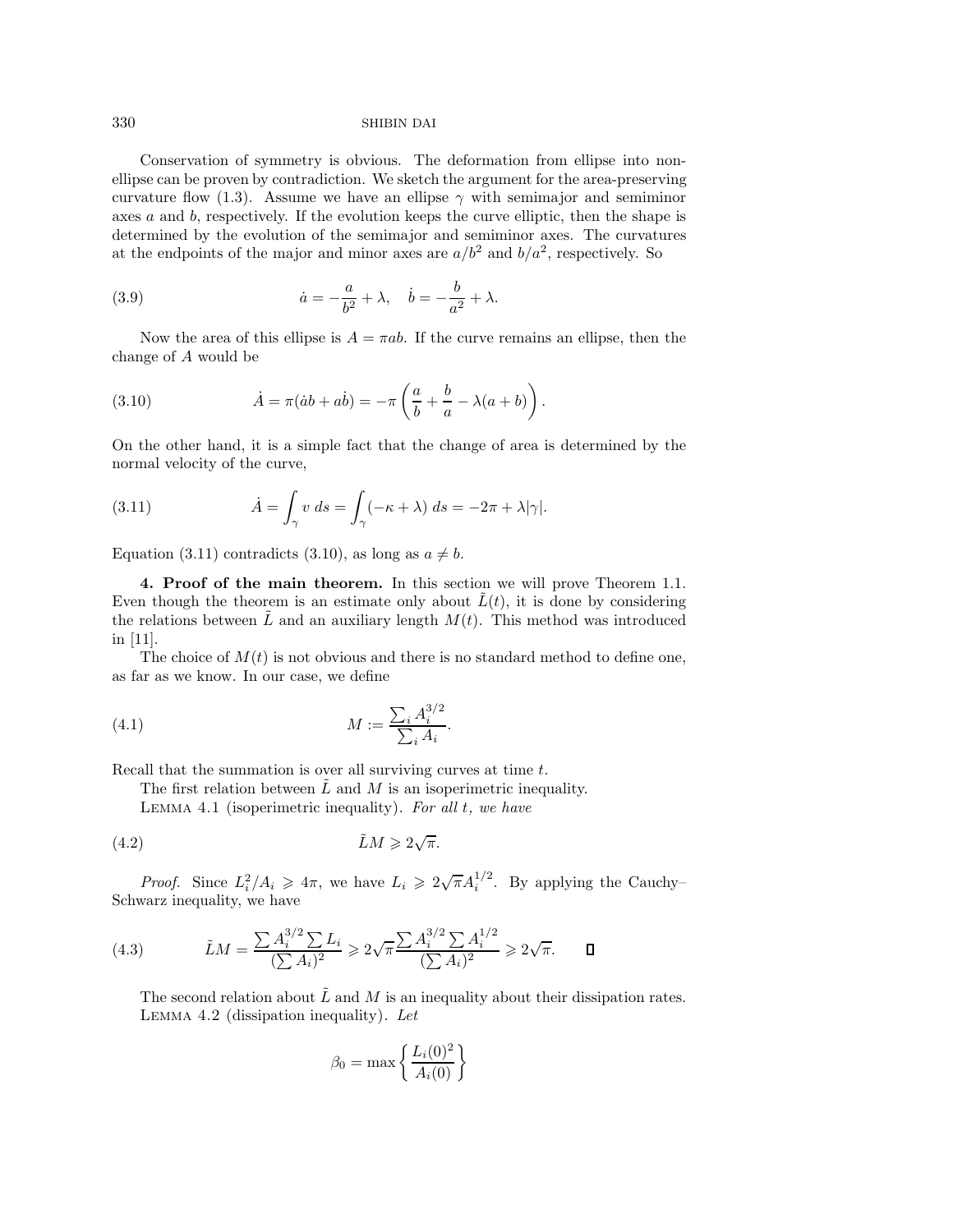Conservation of symmetry is obvious. The deformation from ellipse into non-ellipse can be proven by contradiction. We sketch the argument for the area-preserving curvature flow (1.3). Assume we have an ellipse $\gamma$ with semimajor and semiminor axes $a$ and $b$, respectively. If the evolution keeps the curve elliptic, then the shape is determined by the evolution of the semimajor and semiminor axes. The curvatures at the endpoints of the major and minor axes are $a/b^2$ and $b/a^2$, respectively. So

$$\dot{a} = -\frac{a}{b^2} + \lambda, \quad \dot{b} = -\frac{b}{a^2} + \lambda. \tag{3.9}$$

Now the area of this ellipse is $A = \pi ab$. If the curve remains an ellipse, then the change of $A$ would be

$$\dot{A} = \pi(\dot{a}b + a\dot{b}) = -\pi\left(\frac{a}{b} + \frac{b}{a} - \lambda(a+b)\right). \tag{3.10}$$

On the other hand, it is a simple fact that the change of area is determined by the normal velocity of the curve,

$$\dot{A} = \int_\gamma v \, ds = \int_\gamma (-\kappa + \lambda) \, ds = -2\pi + \lambda|\gamma|. \tag{3.11}$$

Equation (3.11) contradicts (3.10), as long as $a \neq b$.

**4. Proof of the main theorem.** In this section we will prove Theorem 1.1. Even though the theorem is an estimate only about $\tilde{L}(t)$, it is done by considering the relations between $\tilde{L}$ and an auxiliary length $M(t)$. This method was introduced in [11].

The choice of $M(t)$ is not obvious and there is no standard method to define one, as far as we know. In our case, we define

$$M := \frac{\sum_i A_i^{3/2}}{\sum_i A_i}. \tag{4.1}$$

Recall that the summation is over all surviving curves at time $t$.

The first relation between $\tilde{L}$ and $M$ is an isoperimetric inequality.

Lemma 4.1 (isoperimetric inequality). *For all $t$, we have*

$$\tilde{L}M \geqslant 2\sqrt{\pi}. \tag{4.2}$$

*Proof.* Since $L_i^2/A_i \geqslant 4\pi$, we have $L_i \geqslant 2\sqrt{\pi}A_i^{1/2}$. By applying the Cauchy–Schwarz inequality, we have

$$\tilde{L}M = \frac{\sum A_i^{3/2} \sum L_i}{(\sum A_i)^2} \geqslant 2\sqrt{\pi}\frac{\sum A_i^{3/2} \sum A_i^{1/2}}{(\sum A_i)^2} \geqslant 2\sqrt{\pi}. \tag{4.3}$$

∎

The second relation about $\tilde{L}$ and $M$ is an inequality about their dissipation rates.

Lemma 4.2 (dissipation inequality). *Let*

$$\beta_0 = \max\left\{\frac{L_i(0)^2}{A_i(0)}\right\}$$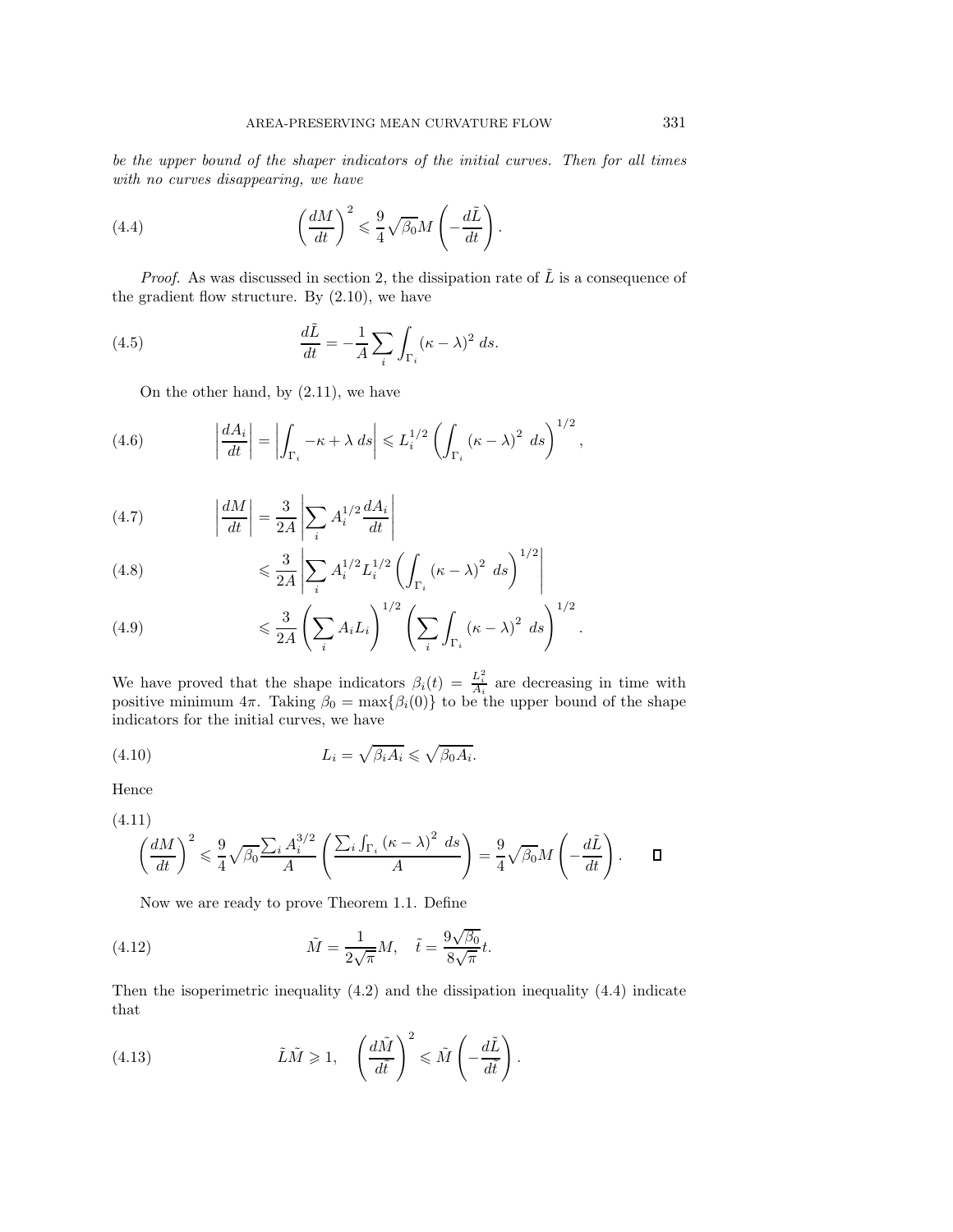*be the upper bound of the shaper indicators of the initial curves. Then for all times with no curves disappearing, we have*

$$\left(\frac{dM}{dt}\right)^2 \leqslant \frac{9}{4}\sqrt{\beta_0} M \left(-\frac{d\tilde{L}}{dt}\right). \tag{4.4}$$

*Proof.* As was discussed in section 2, the dissipation rate of $\tilde{L}$ is a consequence of the gradient flow structure. By (2.10), we have

$$\frac{d\tilde{L}}{dt} = -\frac{1}{A}\sum_i \int_{\Gamma_i} (\kappa - \lambda)^2 \, ds. \tag{4.5}$$

On the other hand, by (2.11), we have

$$\left|\frac{dA_i}{dt}\right| = \left|\int_{\Gamma_i} -\kappa + \lambda \, ds\right| \leqslant L_i^{1/2} \left(\int_{\Gamma_i} (\kappa - \lambda)^2 \, ds\right)^{1/2}, \tag{4.6}$$

$$\left|\frac{dM}{dt}\right| = \frac{3}{2A}\left|\sum_i A_i^{1/2}\frac{dA_i}{dt}\right| \tag{4.7}$$

$$\leqslant \frac{3}{2A}\left|\sum_i A_i^{1/2} L_i^{1/2} \left(\int_{\Gamma_i} (\kappa - \lambda)^2 \, ds\right)^{1/2}\right| \tag{4.8}$$

$$\leqslant \frac{3}{2A}\left(\sum_i A_i L_i\right)^{1/2} \left(\sum_i \int_{\Gamma_i} (\kappa - \lambda)^2 \, ds\right)^{1/2}. \tag{4.9}$$

We have proved that the shape indicators $\beta_i(t) = \frac{L_i^2}{A_i}$ are decreasing in time with positive minimum $4\pi$. Taking $\beta_0 = \max\{\beta_i(0)\}$ to be the upper bound of the shape indicators for the initial curves, we have

$$L_i = \sqrt{\beta_i A_i} \leqslant \sqrt{\beta_0 A_i}. \tag{4.10}$$

Hence

$$\left(\frac{dM}{dt}\right)^2 \leqslant \frac{9}{4}\sqrt{\beta_0}\frac{\sum_i A_i^{3/2}}{A}\left(\frac{\sum_i \int_{\Gamma_i} (\kappa - \lambda)^2 \, ds}{A}\right) = \frac{9}{4}\sqrt{\beta_0} M \left(-\frac{d\tilde{L}}{dt}\right). \qquad \square \tag{4.11}$$

Now we are ready to prove Theorem 1.1. Define

$$\tilde{M} = \frac{1}{2\sqrt{\pi}} M, \quad \tilde{t} = \frac{9\sqrt{\beta_0}}{8\sqrt{\pi}} t. \tag{4.12}$$

Then the isoperimetric inequality (4.2) and the dissipation inequality (4.4) indicate that

$$\tilde{L}\tilde{M} \geqslant 1, \quad \left(\frac{d\tilde{M}}{d\tilde{t}}\right)^2 \leqslant \tilde{M}\left(-\frac{d\tilde{L}}{d\tilde{t}}\right). \tag{4.13}$$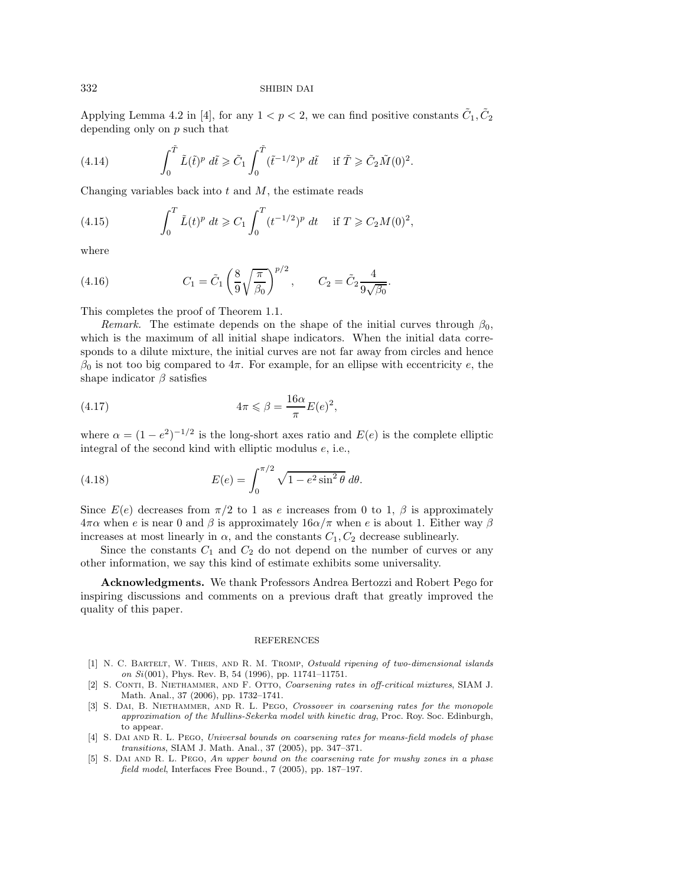Applying Lemma 4.2 in [4], for any $1 < p < 2$, we can find positive constants $\tilde{C}_1, \tilde{C}_2$ depending only on $p$ such that

$$\int_0^{\tilde{T}} \tilde{L}(\tilde{t})^p \, d\tilde{t} \geqslant \tilde{C}_1 \int_0^{\tilde{T}} (\tilde{t}^{-1/2})^p \, d\tilde{t} \quad \text{ if } \tilde{T} \geqslant \tilde{C}_2 \tilde{M}(0)^2. \tag{4.14}$$

Changing variables back into $t$ and $M$, the estimate reads

$$\int_0^{T} \tilde{L}(t)^p \, dt \geqslant C_1 \int_0^{T} (t^{-1/2})^p \, dt \quad \text{ if } T \geqslant C_2 M(0)^2, \tag{4.15}$$

where

$$C_1 = \tilde{C}_1 \left( \frac{8}{9} \sqrt{\frac{\pi}{\beta_0}} \right)^{p/2}, \qquad C_2 = \tilde{C}_2 \frac{4}{9\sqrt{\beta_0}}. \tag{4.16}$$

This completes the proof of Theorem 1.1.

*Remark.* The estimate depends on the shape of the initial curves through $\beta_0$, which is the maximum of all initial shape indicators. When the initial data corresponds to a dilute mixture, the initial curves are not far away from circles and hence $\beta_0$ is not too big compared to $4\pi$. For example, for an ellipse with eccentricity $e$, the shape indicator $\beta$ satisfies

$$4\pi \leqslant \beta = \frac{16\alpha}{\pi} E(e)^2, \tag{4.17}$$

where $\alpha = (1 - e^2)^{-1/2}$ is the long-short axes ratio and $E(e)$ is the complete elliptic integral of the second kind with elliptic modulus $e$, i.e.,

$$E(e) = \int_0^{\pi/2} \sqrt{1 - e^2 \sin^2 \theta} \, d\theta. \tag{4.18}$$

Since $E(e)$ decreases from $\pi/2$ to 1 as $e$ increases from 0 to 1, $\beta$ is approximately $4\pi\alpha$ when $e$ is near 0 and $\beta$ is approximately $16\alpha/\pi$ when $e$ is about 1. Either way $\beta$ increases at most linearly in $\alpha$, and the constants $C_1, C_2$ decrease sublinearly.

Since the constants $C_1$ and $C_2$ do not depend on the number of curves or any other information, we say this kind of estimate exhibits some universality.

**Acknowledgments.** We thank Professors Andrea Bertozzi and Robert Pego for inspiring discussions and comments on a previous draft that greatly improved the quality of this paper.

## REFERENCES

[1] N. C. Bartelt, W. Theis, and R. M. Tromp, *Ostwald ripening of two-dimensional islands on Si(001)*, Phys. Rev. B, 54 (1996), pp. 11741–11751.

[2] S. Conti, B. Niethammer, and F. Otto, *Coarsening rates in off-critical mixtures*, SIAM J. Math. Anal., 37 (2006), pp. 1732–1741.

[3] S. Dai, B. Niethammer, and R. L. Pego, *Crossover in coarsening rates for the monopole approximation of the Mullins-Sekerka model with kinetic drag*, Proc. Roy. Soc. Edinburgh, to appear.

[4] S. Dai and R. L. Pego, *Universal bounds on coarsening rates for means-field models of phase transitions*, SIAM J. Math. Anal., 37 (2005), pp. 347–371.

[5] S. Dai and R. L. Pego, *An upper bound on the coarsening rate for mushy zones in a phase field model*, Interfaces Free Bound., 7 (2005), pp. 187–197.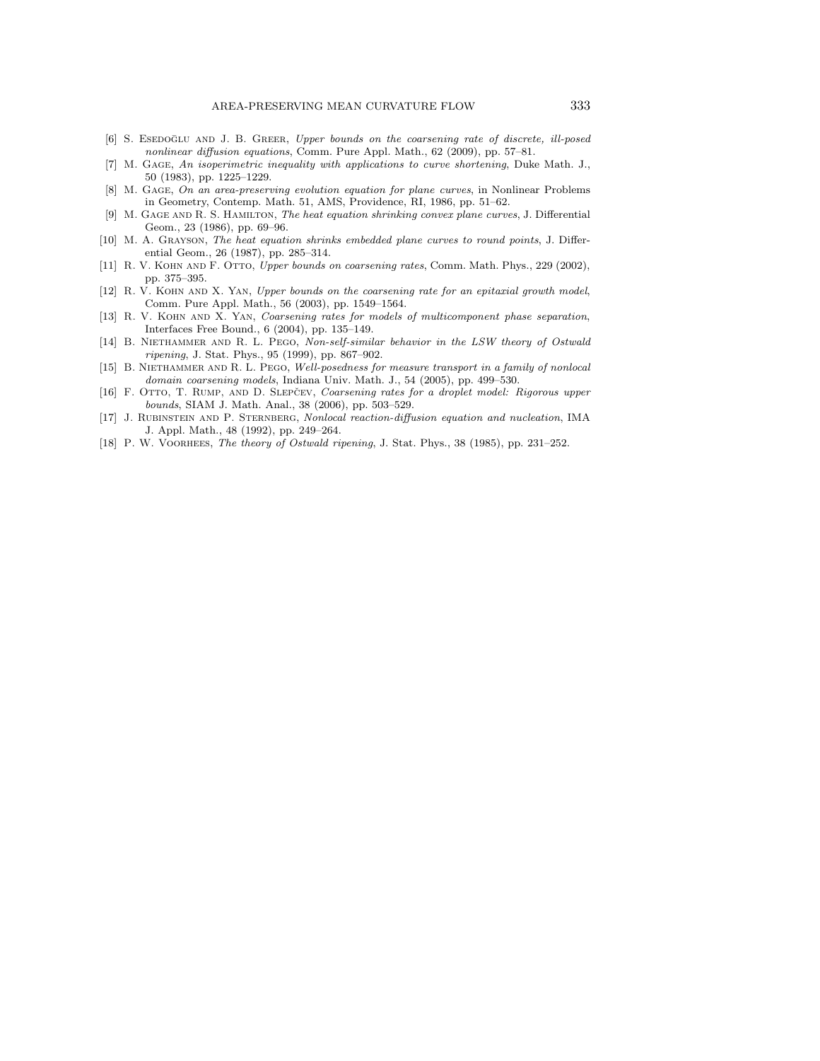[6] S. Esedoḡlu and J. B. Greer, *Upper bounds on the coarsening rate of discrete, ill-posed nonlinear diffusion equations*, Comm. Pure Appl. Math., 62 (2009), pp. 57–81.

[7] M. Gage, *An isoperimetric inequality with applications to curve shortening*, Duke Math. J., 50 (1983), pp. 1225–1229.

[8] M. Gage, *On an area-preserving evolution equation for plane curves*, in Nonlinear Problems in Geometry, Contemp. Math. 51, AMS, Providence, RI, 1986, pp. 51–62.

[9] M. Gage and R. S. Hamilton, *The heat equation shrinking convex plane curves*, J. Differential Geom., 23 (1986), pp. 69–96.

[10] M. A. Grayson, *The heat equation shrinks embedded plane curves to round points*, J. Differential Geom., 26 (1987), pp. 285–314.

[11] R. V. Kohn and F. Otto, *Upper bounds on coarsening rates*, Comm. Math. Phys., 229 (2002), pp. 375–395.

[12] R. V. Kohn and X. Yan, *Upper bounds on the coarsening rate for an epitaxial growth model*, Comm. Pure Appl. Math., 56 (2003), pp. 1549–1564.

[13] R. V. Kohn and X. Yan, *Coarsening rates for models of multicomponent phase separation*, Interfaces Free Bound., 6 (2004), pp. 135–149.

[14] B. Niethammer and R. L. Pego, *Non-self-similar behavior in the LSW theory of Ostwald ripening*, J. Stat. Phys., 95 (1999), pp. 867–902.

[15] B. Niethammer and R. L. Pego, *Well-posedness for measure transport in a family of nonlocal domain coarsening models*, Indiana Univ. Math. J., 54 (2005), pp. 499–530.

[16] F. Otto, T. Rump, and D. Slepčev, *Coarsening rates for a droplet model: Rigorous upper bounds*, SIAM J. Math. Anal., 38 (2006), pp. 503–529.

[17] J. Rubinstein and P. Sternberg, *Nonlocal reaction-diffusion equation and nucleation*, IMA J. Appl. Math., 48 (1992), pp. 249–264.

[18] P. W. Voorhees, *The theory of Ostwald ripening*, J. Stat. Phys., 38 (1985), pp. 231–252.